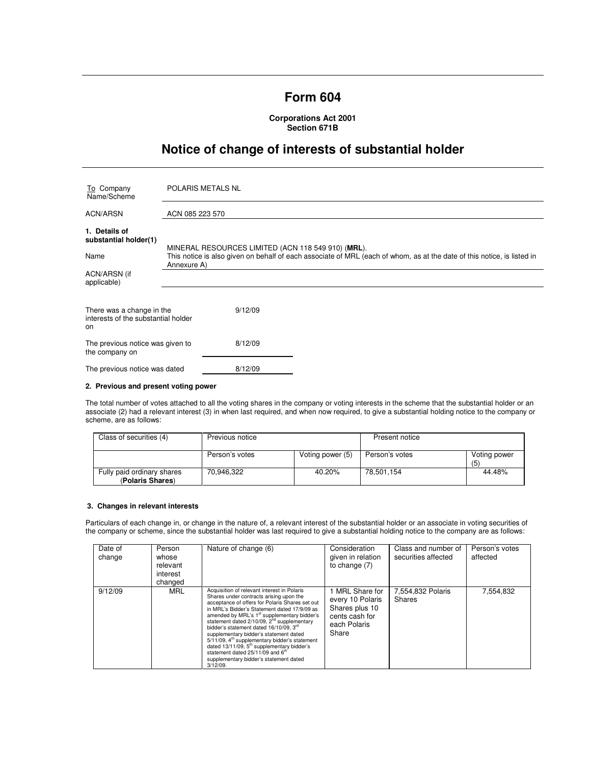# Form 604

**Corporations Act 2001**
**Section 671B**

## Notice of change of interests of substantial holder

| | |
|---|---|
| To Company Name/Scheme | POLARIS METALS NL |
| ACN/ARSN | ACN 085 223 570 |

**1. Details of substantial holder(1)**

| | |
|---|---|
| Name | MINERAL RESOURCES LIMITED (ACN 118 549 910) (**MRL**). This notice is also given on behalf of each associate of MRL (each of whom, as at the date of this notice, is listed in Annexure A) |
| ACN/ARSN (if applicable) | |

| | |
|---|---|
| There was a change in the interests of the substantial holder on | 9/12/09 |
| The previous notice was given to the company on | 8/12/09 |
| The previous notice was dated | 8/12/09 |

**2. Previous and present voting power**

The total number of votes attached to all the voting shares in the company or voting interests in the scheme that the substantial holder or an associate (2) had a relevant interest (3) in when last required, and when now required, to give a substantial holding notice to the company or scheme, are as follows:

| Class of securities (4) | Previous notice | | Present notice | |
|---|---|---|---|---|
| | Person's votes | Voting power (5) | Person's votes | Voting power (5) |
| Fully paid ordinary shares (**Polaris Shares**) | 70,946,322 | 40.20% | 78,501,154 | 44.48% |

**3. Changes in relevant interests**

Particulars of each change in, or change in the nature of, a relevant interest of the substantial holder or an associate in voting securities of the company or scheme, since the substantial holder was last required to give a substantial holding notice to the company are as follows:

| Date of change | Person whose relevant interest changed | Nature of change (6) | Consideration given in relation to change (7) | Class and number of securities affected | Person's votes affected |
|---|---|---|---|---|---|
| 9/12/09 | MRL | Acquisition of relevant interest in Polaris Shares under contracts arising upon the acceptance of offers for Polaris Shares set out in MRL's Bidder's Statement dated 17/9/09 as amended by MRL's 1st supplementary bidder's statement dated 2/10/09, 2nd supplementary bidder's statement dated 16/10/09, 3rd supplementary bidder's statement dated 5/11/09, 4th supplementary bidder's statement dated 13/11/09, 5th supplementary bidder's statement dated 25/11/09 and 6th supplementary bidder's statement dated 3/12/09. | 1 MRL Share for every 10 Polaris Shares plus 10 cents cash for each Polaris Share | 7,554,832 Polaris Shares | 7,554,832 |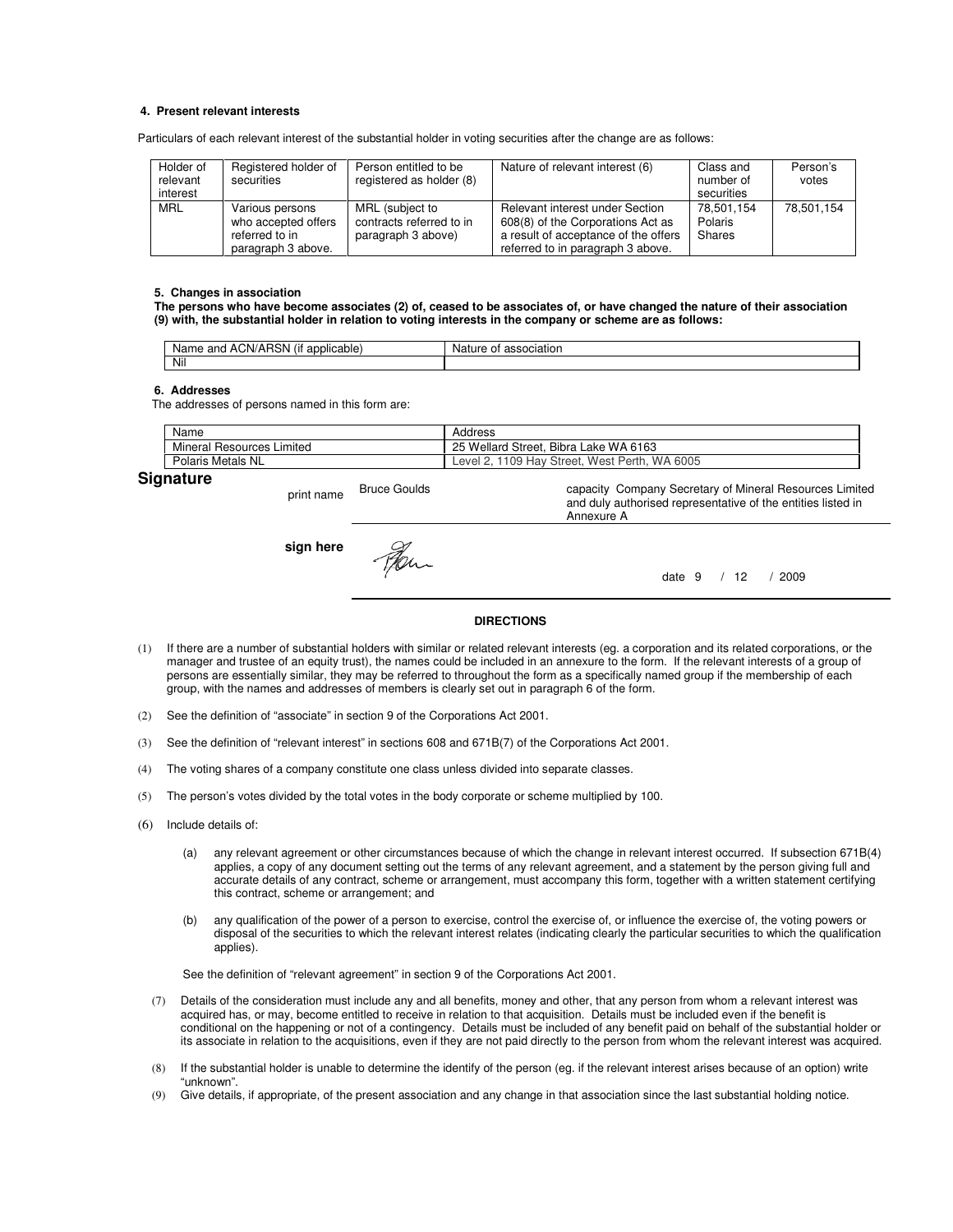#### 4. Present relevant interests

Particulars of each relevant interest of the substantial holder in voting securities after the change are as follows:

| Holder of relevant interest | Registered holder of securities | Person entitled to be registered as holder (8) | Nature of relevant interest (6) | Class and number of securities | Person's votes |
|---|---|---|---|---|---|
| MRL | Various persons who accepted offers referred to in paragraph 3 above. | MRL (subject to contracts referred to in paragraph 3 above) | Relevant interest under Section 608(8) of the Corporations Act as a result of acceptance of the offers referred to in paragraph 3 above. | 78,501,154 Polaris Shares | 78,501,154 |

#### 5. Changes in association

**The persons who have become associates (2) of, ceased to be associates of, or have changed the nature of their association (9) with, the substantial holder in relation to voting interests in the company or scheme are as follows:**

| Name and ACN/ARSN (if applicable) | Nature of association |
|---|---|
| Nil | |

#### 6. Addresses

The addresses of persons named in this form are:

| Name | Address |
|---|---|
| Mineral Resources Limited | 25 Wellard Street, Bibra Lake WA 6163 |
| Polaris Metals NL | Level 2, 1109 Hay Street, West Perth, WA 6005 |

## Signature

print name Bruce Goulds

capacity Company Secretary of Mineral Resources Limited and duly authorised representative of the entities listed in Annexure A

**sign here**

date 9 / 12 / 2009

**DIRECTIONS**

(1) If there are a number of substantial holders with similar or related relevant interests (eg. a corporation and its related corporations, or the manager and trustee of an equity trust), the names could be included in an annexure to the form. If the relevant interests of a group of persons are essentially similar, they may be referred to throughout the form as a specifically named group if the membership of each group, with the names and addresses of members is clearly set out in paragraph 6 of the form.

(2) See the definition of "associate" in section 9 of the Corporations Act 2001.

(3) See the definition of "relevant interest" in sections 608 and 671B(7) of the Corporations Act 2001.

(4) The voting shares of a company constitute one class unless divided into separate classes.

(5) The person's votes divided by the total votes in the body corporate or scheme multiplied by 100.

(6) Include details of:

(a) any relevant agreement or other circumstances because of which the change in relevant interest occurred. If subsection 671B(4) applies, a copy of any document setting out the terms of any relevant agreement, and a statement by the person giving full and accurate details of any contract, scheme or arrangement, must accompany this form, together with a written statement certifying this contract, scheme or arrangement; and

(b) any qualification of the power of a person to exercise, control the exercise of, or influence the exercise of, the voting powers or disposal of the securities to which the relevant interest relates (indicating clearly the particular securities to which the qualification applies).

See the definition of "relevant agreement" in section 9 of the Corporations Act 2001.

(7) Details of the consideration must include any and all benefits, money and other, that any person from whom a relevant interest was acquired has, or may, become entitled to receive in relation to that acquisition. Details must be included even if the benefit is conditional on the happening or not of a contingency. Details must be included of any benefit paid on behalf of the substantial holder or its associate in relation to the acquisitions, even if they are not paid directly to the person from whom the relevant interest was acquired.

(8) If the substantial holder is unable to determine the identify of the person (eg. if the relevant interest arises because of an option) write "unknown".

(9) Give details, if appropriate, of the present association and any change in that association since the last substantial holding notice.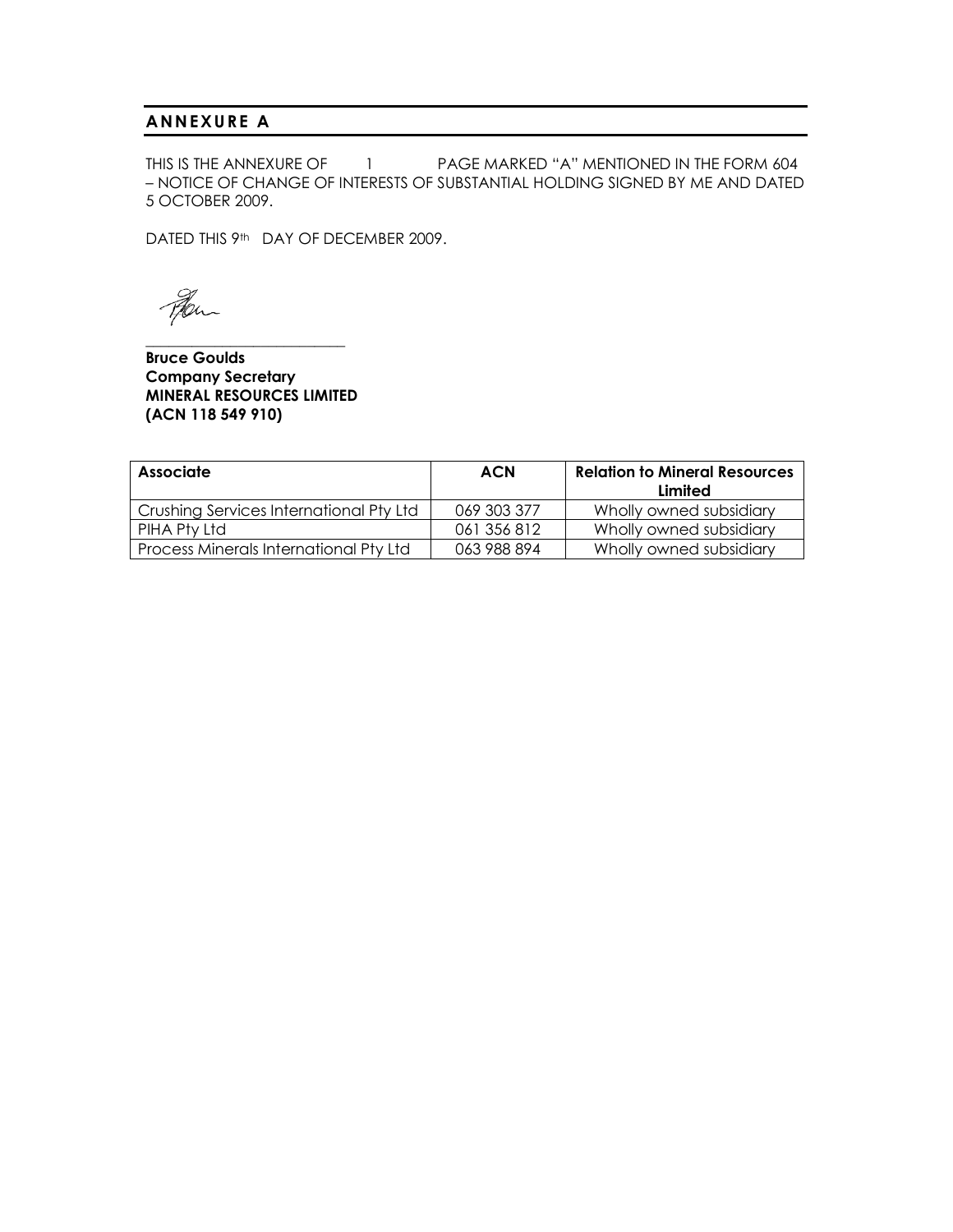## ANNEXURE A

THIS IS THE ANNEXURE OF 1 PAGE MARKED "A" MENTIONED IN THE FORM 604 – NOTICE OF CHANGE OF INTERESTS OF SUBSTANTIAL HOLDING SIGNED BY ME AND DATED 5 OCTOBER 2009.

DATED THIS 9th DAY OF DECEMBER 2009.

\_\_\_\_\_\_\_\_\_\_\_\_\_\_\_\_\_\_\_\_\_\_\_\_\_\_\_\_

**Bruce Goulds**
**Company Secretary**
**MINERAL RESOURCES LIMITED**
**(ACN 118 549 910)**

| Associate | ACN | Relation to Mineral Resources Limited |
|---|---|---|
| Crushing Services International Pty Ltd | 069 303 377 | Wholly owned subsidiary |
| PIHA Pty Ltd | 061 356 812 | Wholly owned subsidiary |
| Process Minerals International Pty Ltd | 063 988 894 | Wholly owned subsidiary |